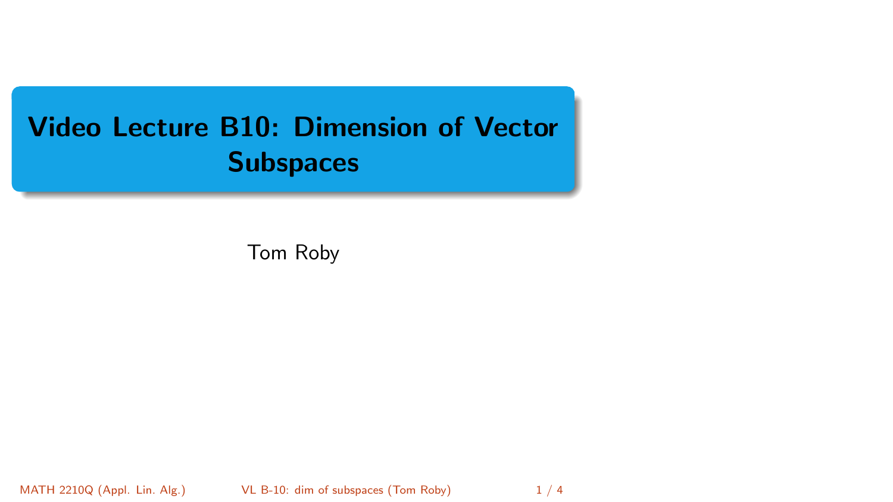# Video Lecture B10: Dimension of Vector Subspaces

Tom Roby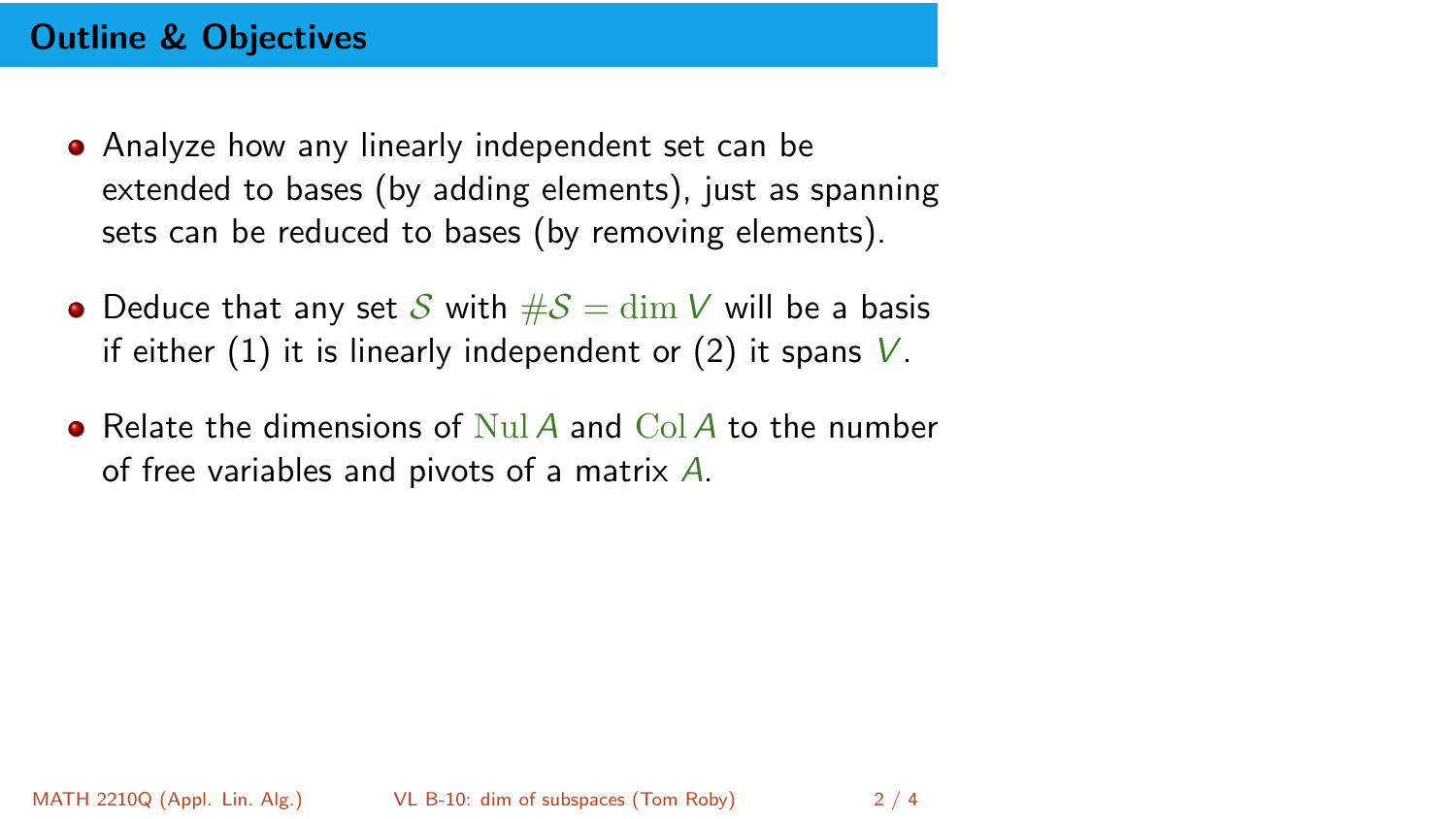## Outline & Objectives

- Analyze how any linearly independent set can be extended to bases (by adding elements), just as spanning sets can be reduced to bases (by removing elements).
- Deduce that any set $\mathcal{S}$ with $\#\mathcal{S} = \dim V$ will be a basis if either (1) it is linearly independent or (2) it spans $V$.
- Relate the dimensions of $\mathrm{Nul}\, A$ and $\mathrm{Col}\, A$ to the number of free variables and pivots of a matrix $A$.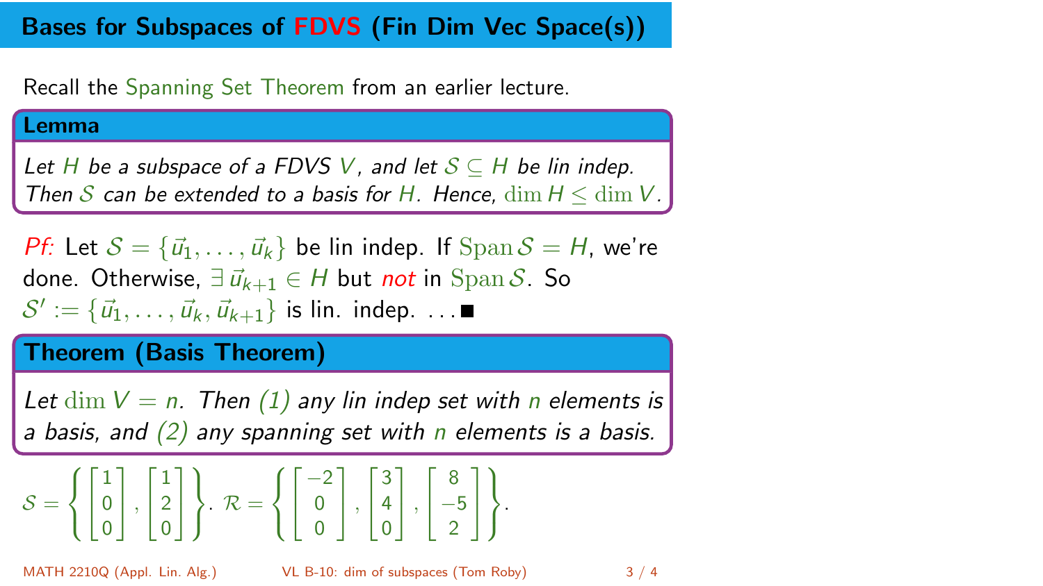# Bases for Subspaces of FDVS (Fin Dim Vec Space(s))

Recall the Spanning Set Theorem from an earlier lecture.

**Lemma**

*Let $H$ be a subspace of a FDVS $V$, and let $\mathcal{S} \subseteq H$ be lin indep. Then $\mathcal{S}$ can be extended to a basis for $H$. Hence, $\dim H \leq \dim V$.*

*Pf:* Let $\mathcal{S} = \{\vec{u}_1, \ldots, \vec{u}_k\}$ be lin indep. If $\operatorname{Span} \mathcal{S} = H$, we're done. Otherwise, $\exists\, \vec{u}_{k+1} \in H$ but *not* in $\operatorname{Span} \mathcal{S}$. So $\mathcal{S}' := \{\vec{u}_1, \ldots, \vec{u}_k, \vec{u}_{k+1}\}$ is lin. indep. $\ldots \blacksquare$

**Theorem (Basis Theorem)**

*Let $\dim V = n$. Then (1) any lin indep set with $n$ elements is a basis, and (2) any spanning set with $n$ elements is a basis.*

$\mathcal{S} = \left\{ \begin{bmatrix} 1 \\ 0 \\ 0 \end{bmatrix}, \begin{bmatrix} 1 \\ 2 \\ 0 \end{bmatrix} \right\}$. $\mathcal{R} = \left\{ \begin{bmatrix} -2 \\ 0 \\ 0 \end{bmatrix}, \begin{bmatrix} 3 \\ 4 \\ 0 \end{bmatrix}, \begin{bmatrix} 8 \\ -5 \\ 2 \end{bmatrix} \right\}$.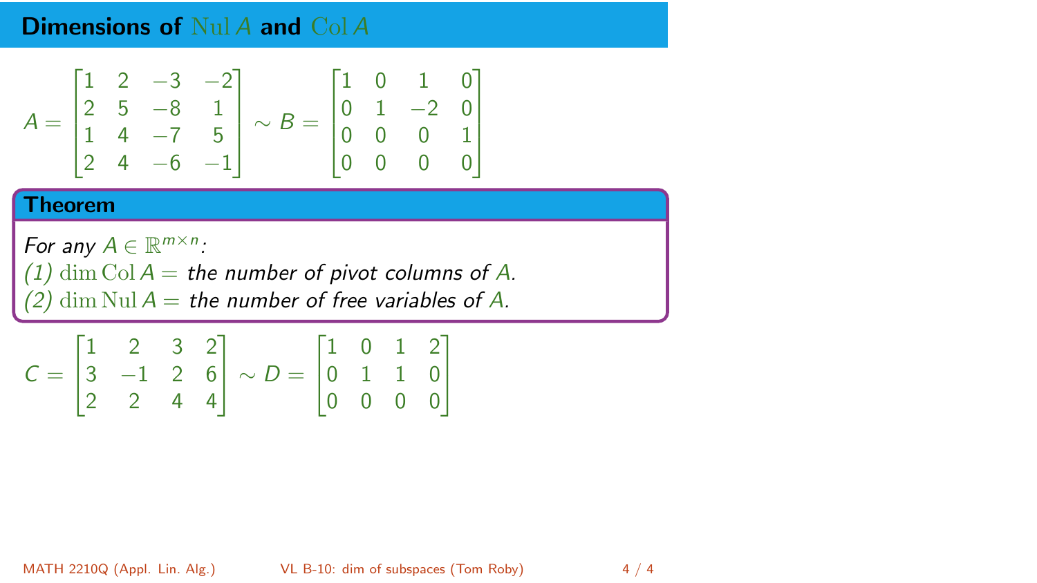## Dimensions of $\operatorname{Nul} A$ and $\operatorname{Col} A$

$$A = \begin{bmatrix} 1 & 2 & -3 & -2 \\ 2 & 5 & -8 & 1 \\ 1 & 4 & -7 & 5 \\ 2 & 4 & -6 & -1 \end{bmatrix} \sim B = \begin{bmatrix} 1 & 0 & 1 & 0 \\ 0 & 1 & -2 & 0 \\ 0 & 0 & 0 & 1 \\ 0 & 0 & 0 & 0 \end{bmatrix}$$

**Theorem**

*For any $A \in \mathbb{R}^{m \times n}$:*
*(1) $\dim \operatorname{Col} A =$ the number of pivot columns of $A$.*
*(2) $\dim \operatorname{Nul} A =$ the number of free variables of $A$.*

$$C = \begin{bmatrix} 1 & 2 & 3 & 2 \\ 3 & -1 & 2 & 6 \\ 2 & 2 & 4 & 4 \end{bmatrix} \sim D = \begin{bmatrix} 1 & 0 & 1 & 2 \\ 0 & 1 & 1 & 0 \\ 0 & 0 & 0 & 0 \end{bmatrix}$$